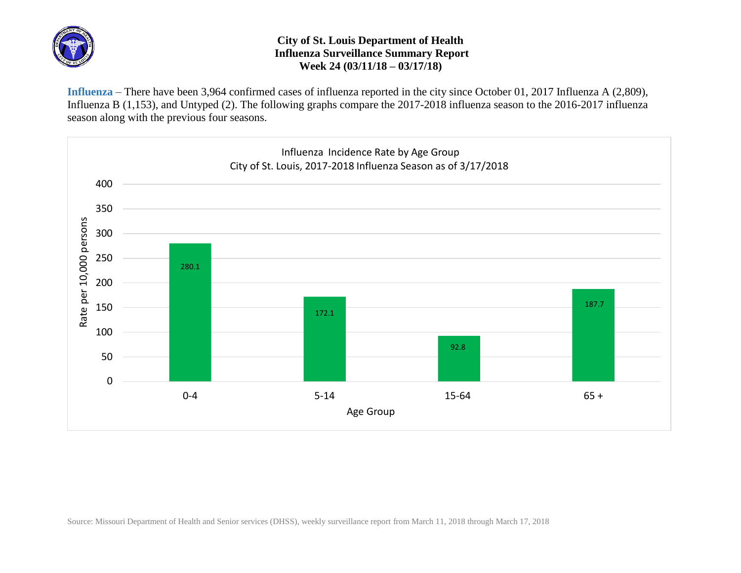# City of St. Louis Department of Health
## Influenza Surveillance Summary Report
### Week 24 (03/11/18 – 03/17/18)

**Influenza** – There have been 3,964 confirmed cases of influenza reported in the city since October 01, 2017 Influenza A (2,809), Influenza B (1,153), and Untyped (2). The following graphs compare the 2017-2018 influenza season to the 2016-2017 influenza season along with the previous four seasons.

Influenza Incidence Rate by Age Group
City of St. Louis, 2017-2018 Influenza Season as of 3/17/2018

| Age Group | Rate per 10,000 persons |
|---|---|
| 0-4 | 280.1 |
| 5-14 | 172.1 |
| 15-64 | 92.8 |
| 65 + | 187.7 |

Source: Missouri Department of Health and Senior services (DHSS), weekly surveillance report from March 11, 2018 through March 17, 2018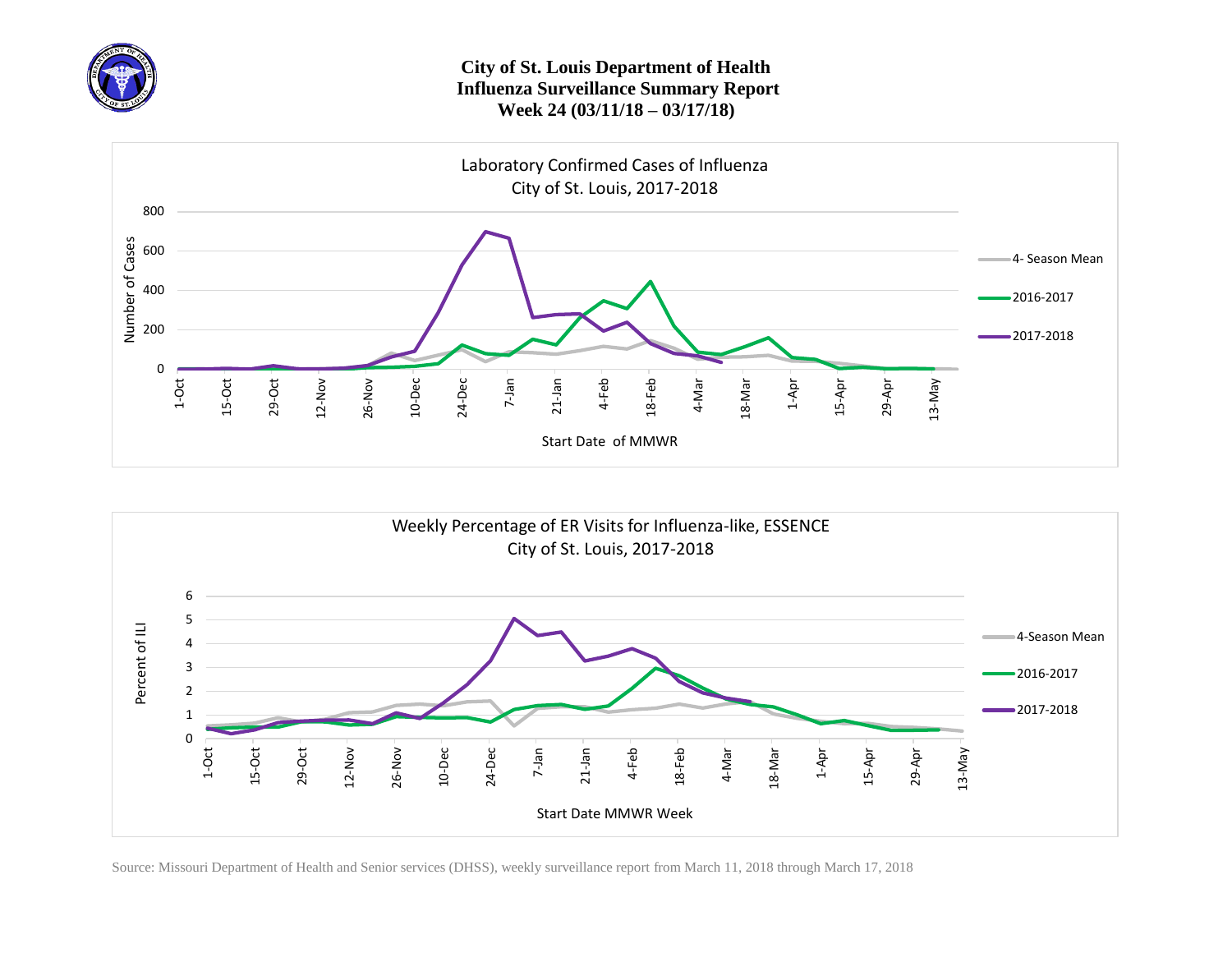# City of St. Louis Department of Health
## Influenza Surveillance Summary Report
### Week 24 (03/11/18 – 03/17/18)

Laboratory Confirmed Cases of Influenza
City of St. Louis, 2017-2018

Number of Cases

800
600
400
200
0

1-Oct
15-Oct
29-Oct
12-Nov
26-Nov
10-Dec
24-Dec
7-Jan
21-Jan
4-Feb
18-Feb
4-Mar
18-Mar
1-Apr
15-Apr
29-Apr
13-May

Start Date of MMWR

4- Season Mean
2016-2017
2017-2018

Weekly Percentage of ER Visits for Influenza-like, ESSENCE
City of St. Louis, 2017-2018

Percent of ILI

6
5
4
3
2
1
0

1-Oct
15-Oct
29-Oct
12-Nov
26-Nov
10-Dec
24-Dec
7-Jan
21-Jan
4-Feb
18-Feb
4-Mar
18-Mar
1-Apr
15-Apr
29-Apr
13-May

Start Date MMWR Week

4-Season Mean
2016-2017
2017-2018

Source: Missouri Department of Health and Senior services (DHSS), weekly surveillance report from March 11, 2018 through March 17, 2018